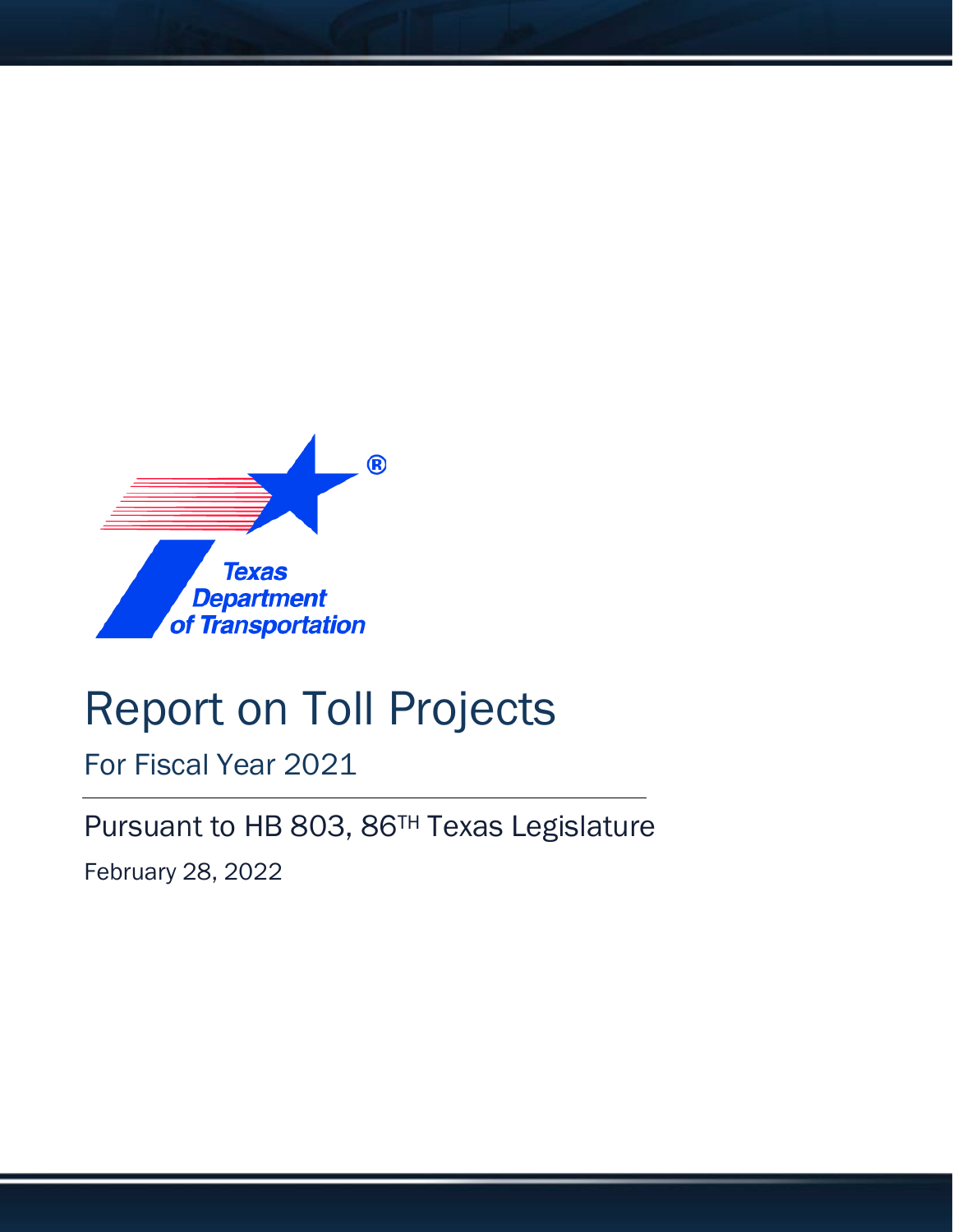# Report on Toll Projects

For Fiscal Year 2021

Pursuant to HB 803, 86TH Texas Legislature

February 28, 2022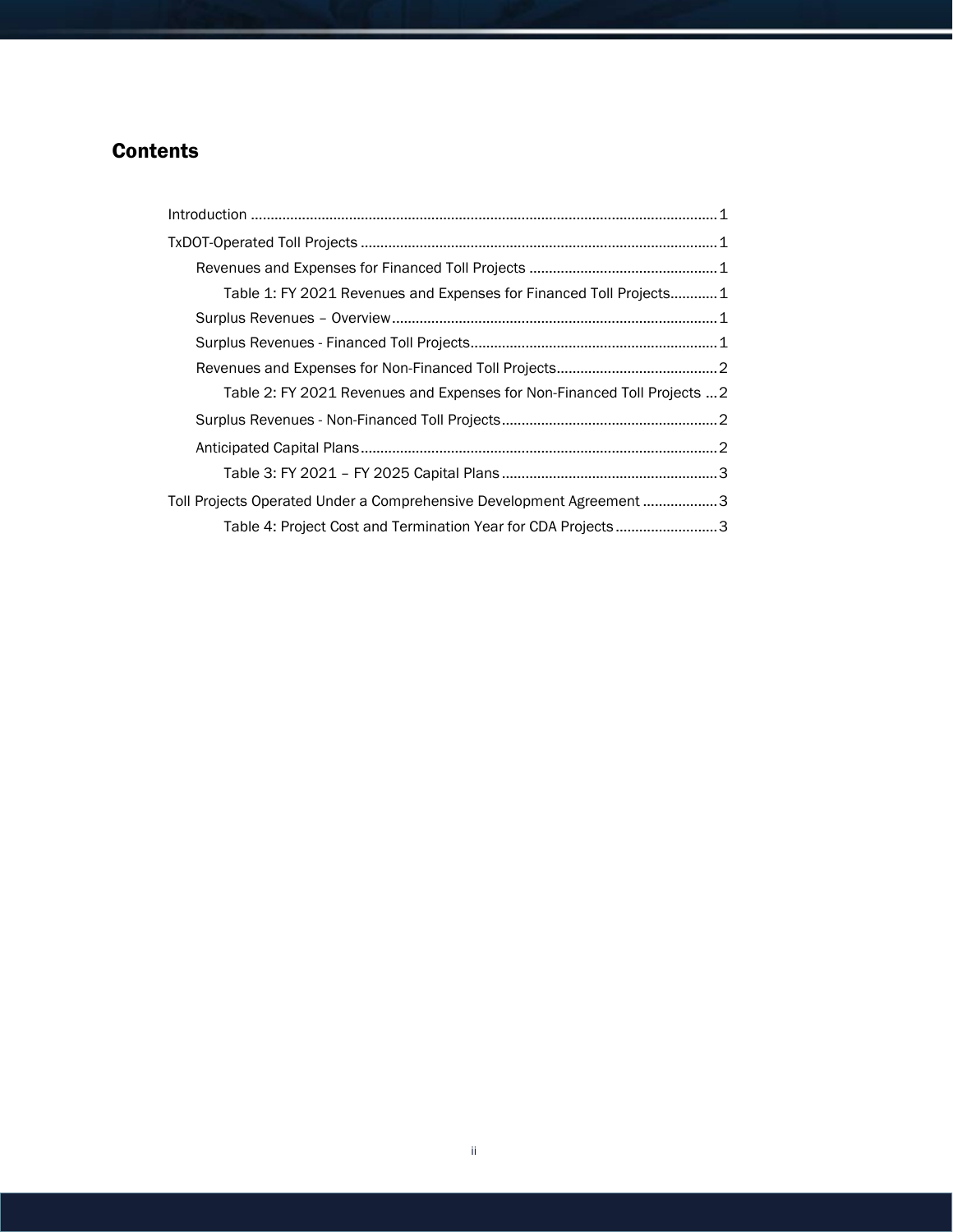## Contents

- Introduction ..................................................................................................................... 1
- TxDOT-Operated Toll Projects .......................................................................................... 1
  - Revenues and Expenses for Financed Toll Projects ................................................ 1
    - Table 1: FY 2021 Revenues and Expenses for Financed Toll Projects............ 1
  - Surplus Revenues – Overview.................................................................................. 1
  - Surplus Revenues - Financed Toll Projects............................................................... 1
  - Revenues and Expenses for Non-Financed Toll Projects......................................... 2
    - Table 2: FY 2021 Revenues and Expenses for Non-Financed Toll Projects ... 2
  - Surplus Revenues - Non-Financed Toll Projects....................................................... 2
  - Anticipated Capital Plans.......................................................................................... 2
    - Table 3: FY 2021 – FY 2025 Capital Plans ...................................................... 3
- Toll Projects Operated Under a Comprehensive Development Agreement ................... 3
    - Table 4: Project Cost and Termination Year for CDA Projects .......................... 3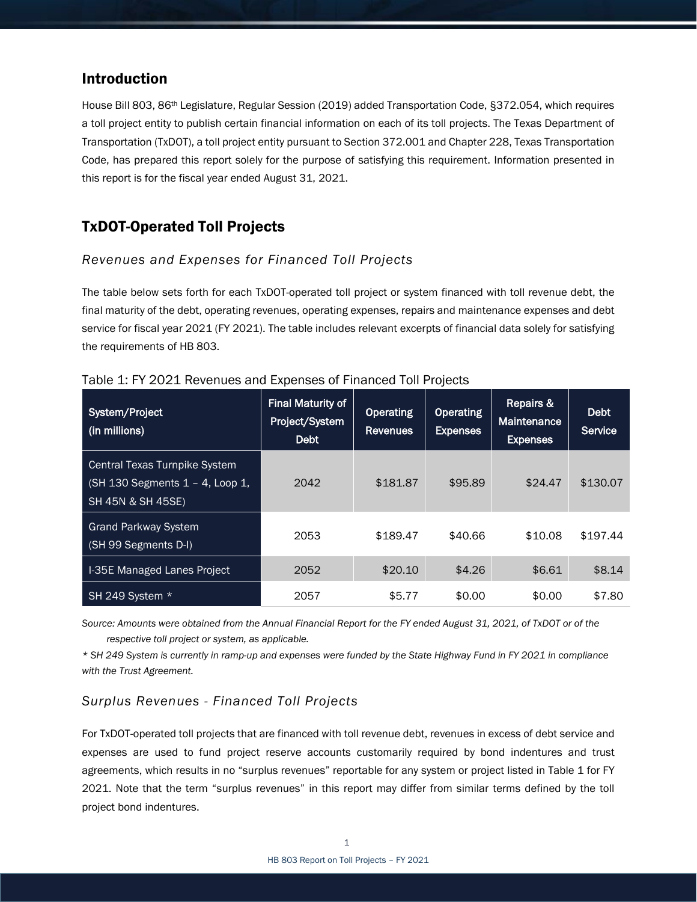## Introduction

House Bill 803, 86th Legislature, Regular Session (2019) added Transportation Code, §372.054, which requires a toll project entity to publish certain financial information on each of its toll projects. The Texas Department of Transportation (TxDOT), a toll project entity pursuant to Section 372.001 and Chapter 228, Texas Transportation Code, has prepared this report solely for the purpose of satisfying this requirement. Information presented in this report is for the fiscal year ended August 31, 2021.

## TxDOT-Operated Toll Projects

### *Revenues and Expenses for Financed Toll Projects*

The table below sets forth for each TxDOT-operated toll project or system financed with toll revenue debt, the final maturity of the debt, operating revenues, operating expenses, repairs and maintenance expenses and debt service for fiscal year 2021 (FY 2021). The table includes relevant excerpts of financial data solely for satisfying the requirements of HB 803.

Table 1: FY 2021 Revenues and Expenses of Financed Toll Projects

| System/Project (in millions) | Final Maturity of Project/System Debt | Operating Revenues | Operating Expenses | Repairs & Maintenance Expenses | Debt Service |
|---|---|---|---|---|---|
| Central Texas Turnpike System (SH 130 Segments 1 – 4, Loop 1, SH 45N & SH 45SE) | 2042 | $181.87 | $95.89 | $24.47 | $130.07 |
| Grand Parkway System (SH 99 Segments D-I) | 2053 | $189.47 | $40.66 | $10.08 | $197.44 |
| I-35E Managed Lanes Project | 2052 | $20.10 | $4.26 | $6.61 | $8.14 |
| SH 249 System * | 2057 | $5.77 | $0.00 | $0.00 | $7.80 |

*Source: Amounts were obtained from the Annual Financial Report for the FY ended August 31, 2021, of TxDOT or of the respective toll project or system, as applicable.*

*\* SH 249 System is currently in ramp-up and expenses were funded by the State Highway Fund in FY 2021 in compliance with the Trust Agreement.*

### *Surplus Revenues - Financed Toll Projects*

For TxDOT-operated toll projects that are financed with toll revenue debt, revenues in excess of debt service and expenses are used to fund project reserve accounts customarily required by bond indentures and trust agreements, which results in no "surplus revenues" reportable for any system or project listed in Table 1 for FY 2021. Note that the term "surplus revenues" in this report may differ from similar terms defined by the toll project bond indentures.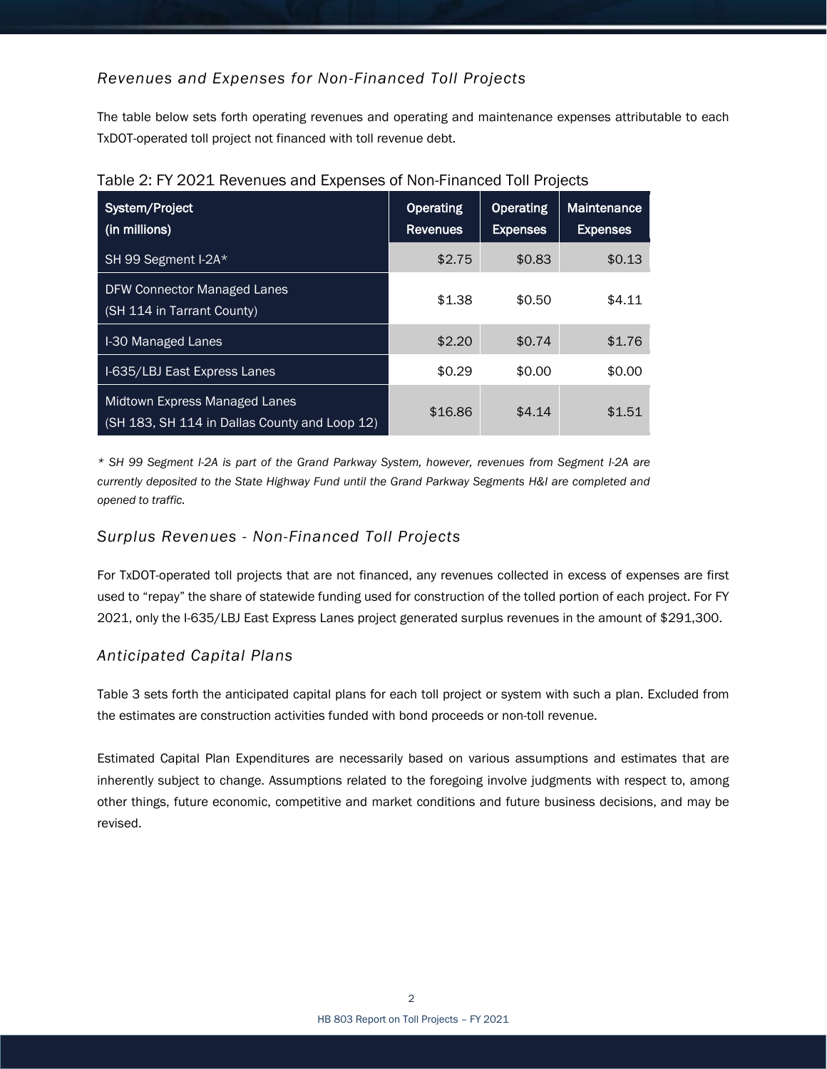### *Revenues and Expenses for Non-Financed Toll Projects*

The table below sets forth operating revenues and operating and maintenance expenses attributable to each TxDOT-operated toll project not financed with toll revenue debt.

Table 2: FY 2021 Revenues and Expenses of Non-Financed Toll Projects

| System/Project (in millions) | Operating Revenues | Operating Expenses | Maintenance Expenses |
|---|---|---|---|
| SH 99 Segment I-2A* | $2.75 | $0.83 | $0.13 |
| DFW Connector Managed Lanes (SH 114 in Tarrant County) | $1.38 | $0.50 | $4.11 |
| I-30 Managed Lanes | $2.20 | $0.74 | $1.76 |
| I-635/LBJ East Express Lanes | $0.29 | $0.00 | $0.00 |
| Midtown Express Managed Lanes (SH 183, SH 114 in Dallas County and Loop 12) | $16.86 | $4.14 | $1.51 |

*\* SH 99 Segment I-2A is part of the Grand Parkway System, however, revenues from Segment I-2A are currently deposited to the State Highway Fund until the Grand Parkway Segments H&I are completed and opened to traffic.*

### *Surplus Revenues - Non-Financed Toll Projects*

For TxDOT-operated toll projects that are not financed, any revenues collected in excess of expenses are first used to "repay" the share of statewide funding used for construction of the tolled portion of each project. For FY 2021, only the I-635/LBJ East Express Lanes project generated surplus revenues in the amount of $291,300.

### *Anticipated Capital Plans*

Table 3 sets forth the anticipated capital plans for each toll project or system with such a plan. Excluded from the estimates are construction activities funded with bond proceeds or non-toll revenue.

Estimated Capital Plan Expenditures are necessarily based on various assumptions and estimates that are inherently subject to change. Assumptions related to the foregoing involve judgments with respect to, among other things, future economic, competitive and market conditions and future business decisions, and may be revised.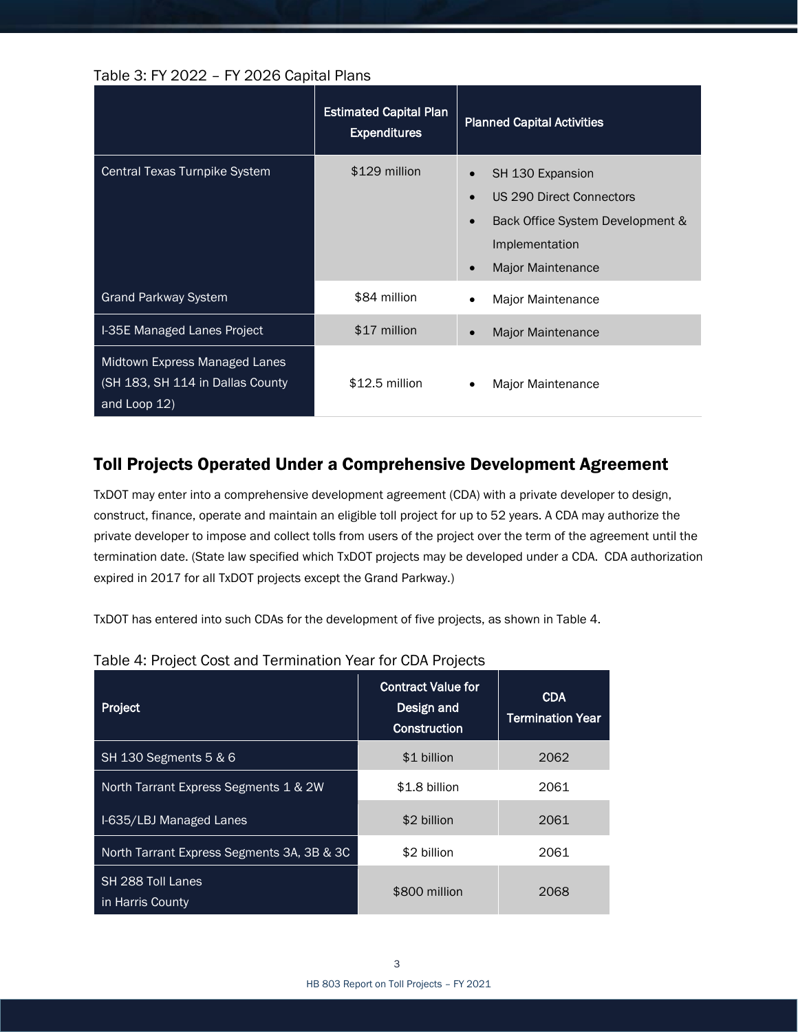Table 3: FY 2022 – FY 2026 Capital Plans

| | Estimated Capital Plan Expenditures | Planned Capital Activities |
|---|---|---|
| Central Texas Turnpike System | $129 million | • SH 130 Expansion<br>• US 290 Direct Connectors<br>• Back Office System Development & Implementation<br>• Major Maintenance |
| Grand Parkway System | $84 million | • Major Maintenance |
| I-35E Managed Lanes Project | $17 million | • Major Maintenance |
| Midtown Express Managed Lanes (SH 183, SH 114 in Dallas County and Loop 12) | $12.5 million | • Major Maintenance |

## Toll Projects Operated Under a Comprehensive Development Agreement

TxDOT may enter into a comprehensive development agreement (CDA) with a private developer to design, construct, finance, operate and maintain an eligible toll project for up to 52 years. A CDA may authorize the private developer to impose and collect tolls from users of the project over the term of the agreement until the termination date. (State law specified which TxDOT projects may be developed under a CDA. CDA authorization expired in 2017 for all TxDOT projects except the Grand Parkway.)

TxDOT has entered into such CDAs for the development of five projects, as shown in Table 4.

Table 4: Project Cost and Termination Year for CDA Projects

| Project | Contract Value for Design and Construction | CDA Termination Year |
|---|---|---|
| SH 130 Segments 5 & 6 | $1 billion | 2062 |
| North Tarrant Express Segments 1 & 2W | $1.8 billion | 2061 |
| I-635/LBJ Managed Lanes | $2 billion | 2061 |
| North Tarrant Express Segments 3A, 3B & 3C | $2 billion | 2061 |
| SH 288 Toll Lanes in Harris County | $800 million | 2068 |